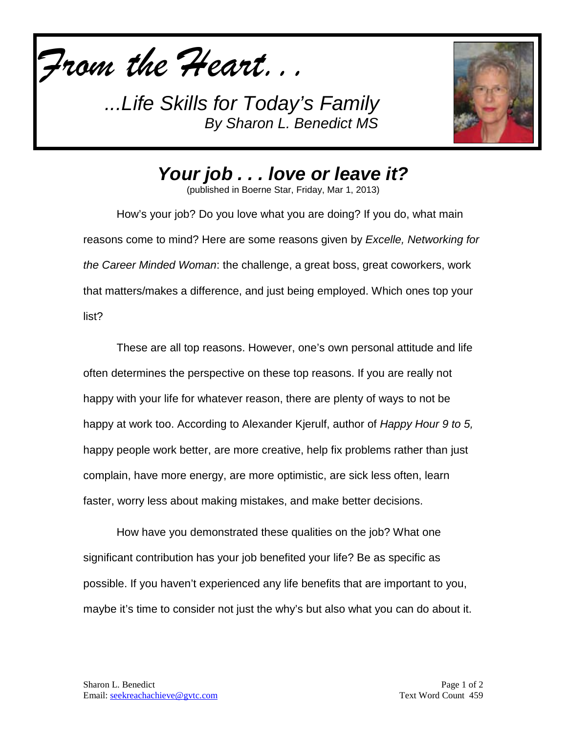*From the Heart. . .*

*...Life Skills for Today's Family*
*By Sharon L. Benedict MS*

# *Your job . . . love or leave it?*

(published in Boerne Star, Friday, Mar 1, 2013)

How's your job? Do you love what you are doing? If you do, what main reasons come to mind? Here are some reasons given by *Excelle, Networking for the Career Minded Woman*: the challenge, a great boss, great coworkers, work that matters/makes a difference, and just being employed. Which ones top your list?

These are all top reasons. However, one's own personal attitude and life often determines the perspective on these top reasons. If you are really not happy with your life for whatever reason, there are plenty of ways to not be happy at work too. According to Alexander Kjerulf, author of *Happy Hour 9 to 5,* happy people work better, are more creative, help fix problems rather than just complain, have more energy, are more optimistic, are sick less often, learn faster, worry less about making mistakes, and make better decisions.

How have you demonstrated these qualities on the job? What one significant contribution has your job benefited your life? Be as specific as possible. If you haven't experienced any life benefits that are important to you, maybe it's time to consider not just the why's but also what you can do about it.

Sharon L. Benedict
Email: seekreachachieve@gvtc.com

Text Word Count 459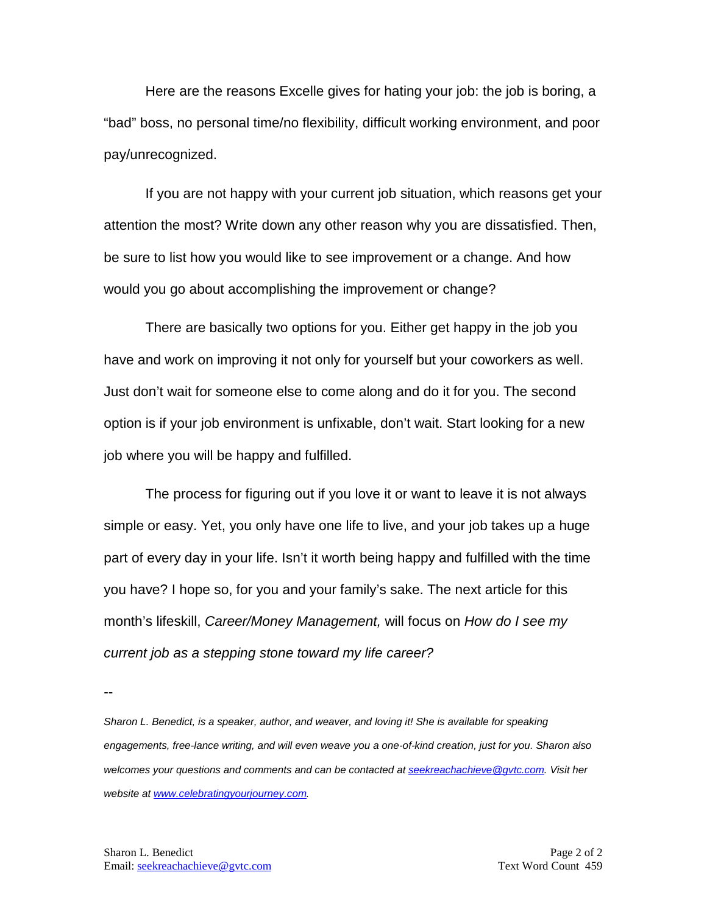Here are the reasons Excelle gives for hating your job: the job is boring, a "bad" boss, no personal time/no flexibility, difficult working environment, and poor pay/unrecognized.

If you are not happy with your current job situation, which reasons get your attention the most? Write down any other reason why you are dissatisfied. Then, be sure to list how you would like to see improvement or a change. And how would you go about accomplishing the improvement or change?

There are basically two options for you. Either get happy in the job you have and work on improving it not only for yourself but your coworkers as well. Just don't wait for someone else to come along and do it for you. The second option is if your job environment is unfixable, don't wait. Start looking for a new job where you will be happy and fulfilled.

The process for figuring out if you love it or want to leave it is not always simple or easy. Yet, you only have one life to live, and your job takes up a huge part of every day in your life. Isn't it worth being happy and fulfilled with the time you have? I hope so, for you and your family's sake. The next article for this month's lifeskill, *Career/Money Management,* will focus on *How do I see my current job as a stepping stone toward my life career?*

--

*Sharon L. Benedict, is a speaker, author, and weaver, and loving it! She is available for speaking engagements, free-lance writing, and will even weave you a one-of-kind creation, just for you. Sharon also welcomes your questions and comments and can be contacted at [seekreachachieve@gvtc.com](mailto:seekreachachieve@gvtc.com). Visit her website at [www.celebratingyourjourney.com](http://www.celebratingyourjourney.com).*

Text Word Count 459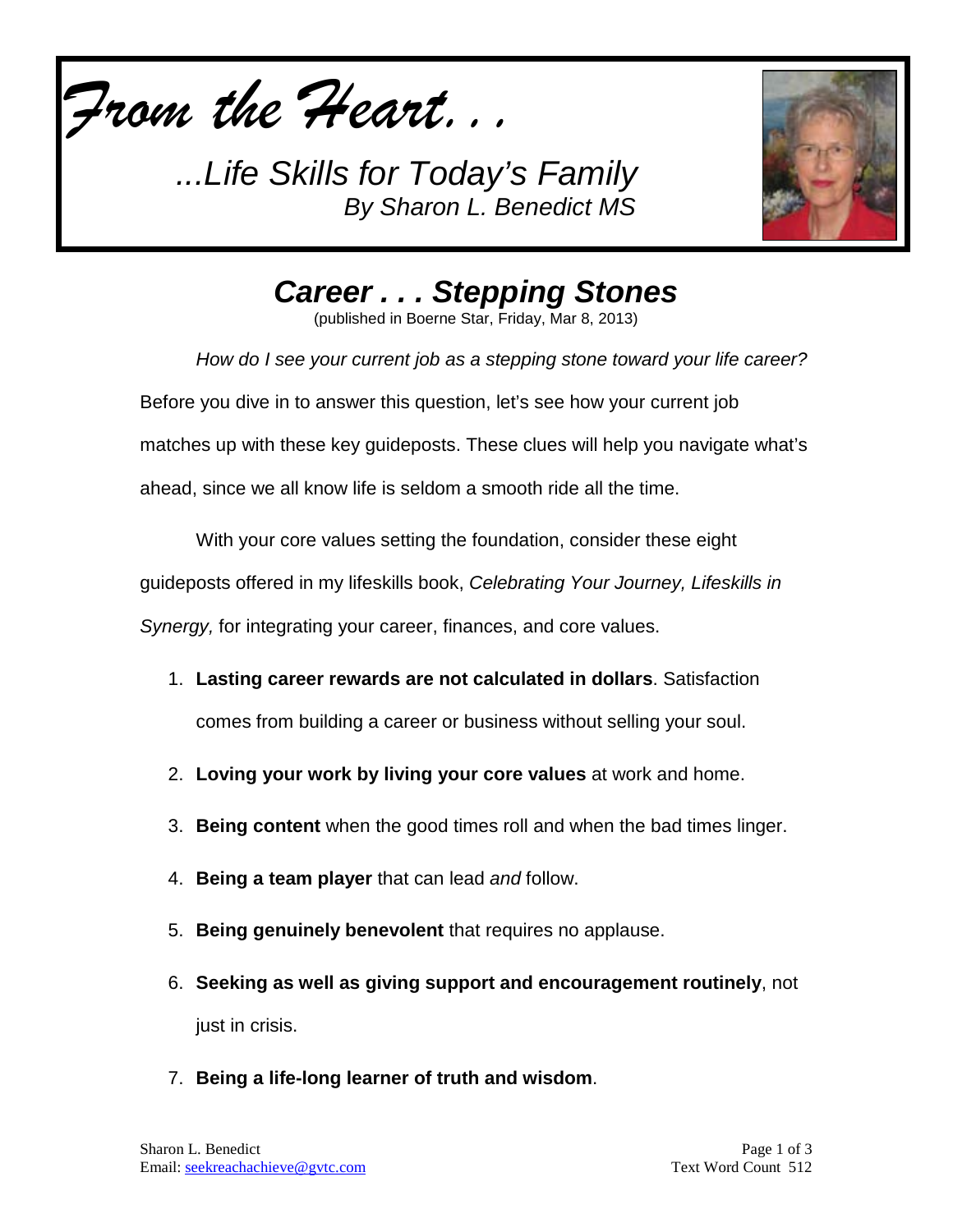*From the Heart. . .*

*...Life Skills for Today's Family*
*By Sharon L. Benedict MS*

# *Career . . . Stepping Stones*

(published in Boerne Star, Friday, Mar 8, 2013)

*How do I see your current job as a stepping stone toward your life career?* Before you dive in to answer this question, let's see how your current job matches up with these key guideposts. These clues will help you navigate what's ahead, since we all know life is seldom a smooth ride all the time.

With your core values setting the foundation, consider these eight guideposts offered in my lifeskills book, *Celebrating Your Journey, Lifeskills in Synergy,* for integrating your career, finances, and core values.

1. **Lasting career rewards are not calculated in dollars**. Satisfaction comes from building a career or business without selling your soul.
2. **Loving your work by living your core values** at work and home.
3. **Being content** when the good times roll and when the bad times linger.
4. **Being a team player** that can lead *and* follow.
5. **Being genuinely benevolent** that requires no applause.
6. **Seeking as well as giving support and encouragement routinely**, not just in crisis.
7. **Being a life-long learner of truth and wisdom**.

Sharon L. Benedict
Email: seekreachachieve@gvtc.com

Text Word Count 512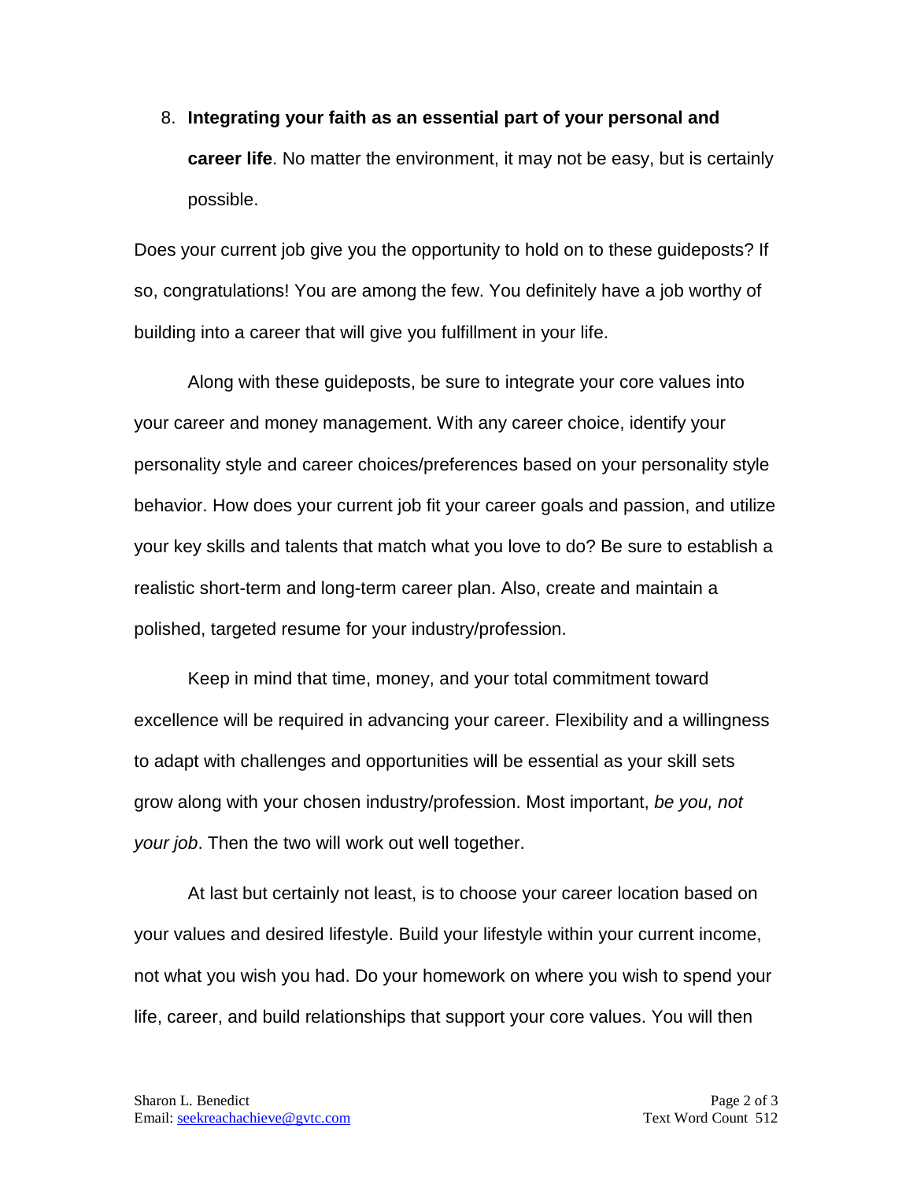8. **Integrating your faith as an essential part of your personal and career life**. No matter the environment, it may not be easy, but is certainly possible.

Does your current job give you the opportunity to hold on to these guideposts? If so, congratulations! You are among the few. You definitely have a job worthy of building into a career that will give you fulfillment in your life.

Along with these guideposts, be sure to integrate your core values into your career and money management. With any career choice, identify your personality style and career choices/preferences based on your personality style behavior. How does your current job fit your career goals and passion, and utilize your key skills and talents that match what you love to do? Be sure to establish a realistic short-term and long-term career plan. Also, create and maintain a polished, targeted resume for your industry/profession.

Keep in mind that time, money, and your total commitment toward excellence will be required in advancing your career. Flexibility and a willingness to adapt with challenges and opportunities will be essential as your skill sets grow along with your chosen industry/profession. Most important, *be you, not your job*. Then the two will work out well together.

At last but certainly not least, is to choose your career location based on your values and desired lifestyle. Build your lifestyle within your current income, not what you wish you had. Do your homework on where you wish to spend your life, career, and build relationships that support your core values. You will then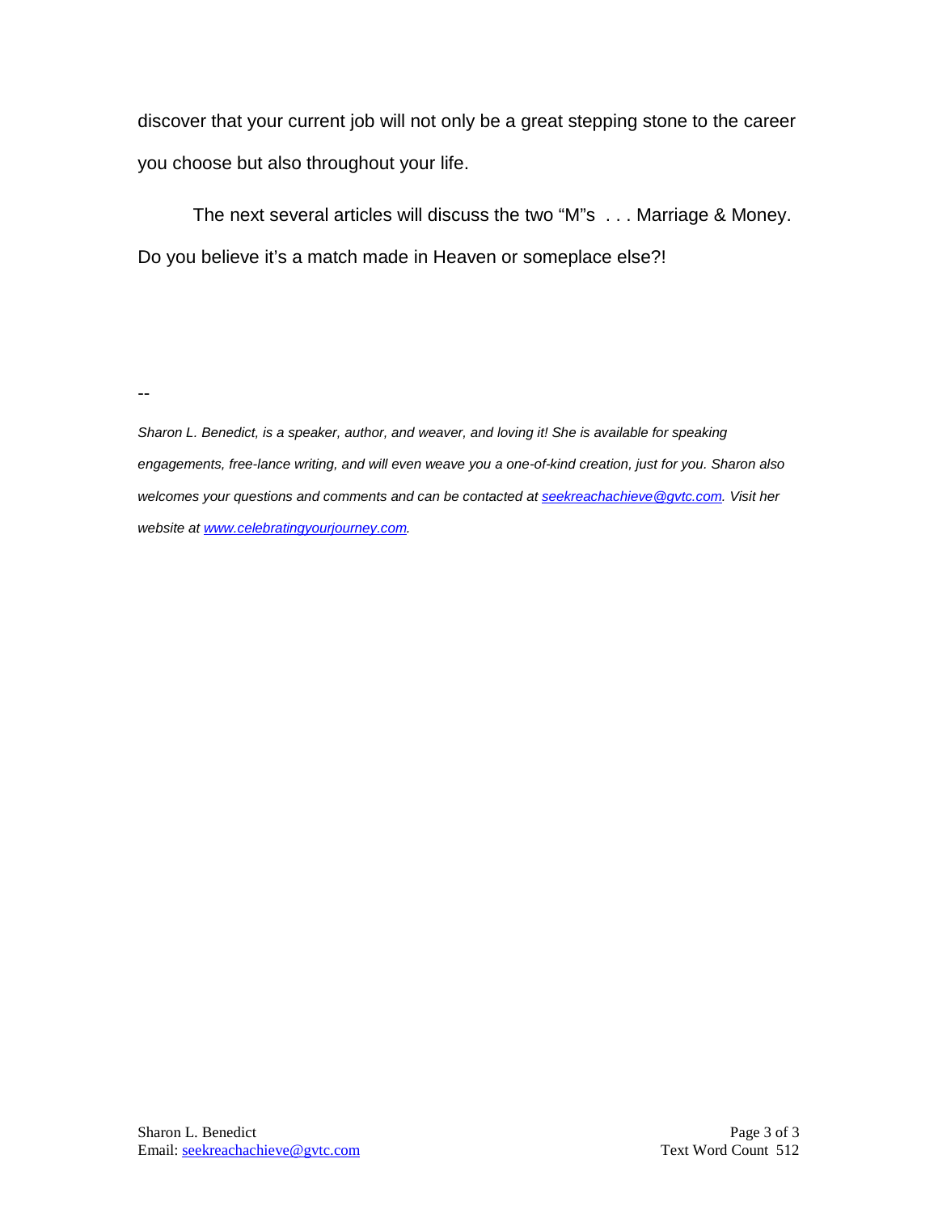discover that your current job will not only be a great stepping stone to the career you choose but also throughout your life.

The next several articles will discuss the two “M”s . . . Marriage & Money. Do you believe it’s a match made in Heaven or someplace else?!

--

*Sharon L. Benedict, is a speaker, author, and weaver, and loving it! She is available for speaking engagements, free-lance writing, and will even weave you a one-of-kind creation, just for you. Sharon also welcomes your questions and comments and can be contacted at [seekreachachieve@gvtc.com](mailto:seekreachachieve@gvtc.com). Visit her website at [www.celebratingyourjourney.com](http://www.celebratingyourjourney.com).*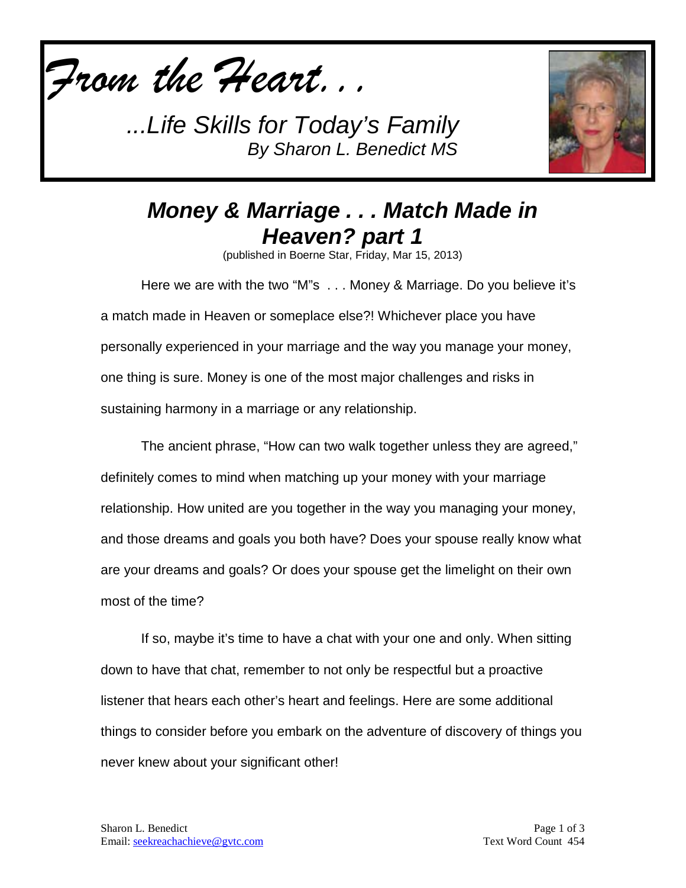*From the Heart. . .*

*...Life Skills for Today's Family*
*By Sharon L. Benedict MS*

# *Money & Marriage . . . Match Made in Heaven? part 1*

(published in Boerne Star, Friday, Mar 15, 2013)

Here we are with the two "M"s . . . Money & Marriage. Do you believe it's a match made in Heaven or someplace else?! Whichever place you have personally experienced in your marriage and the way you manage your money, one thing is sure. Money is one of the most major challenges and risks in sustaining harmony in a marriage or any relationship.

The ancient phrase, "How can two walk together unless they are agreed," definitely comes to mind when matching up your money with your marriage relationship. How united are you together in the way you managing your money, and those dreams and goals you both have? Does your spouse really know what are your dreams and goals? Or does your spouse get the limelight on their own most of the time?

If so, maybe it's time to have a chat with your one and only. When sitting down to have that chat, remember to not only be respectful but a proactive listener that hears each other's heart and feelings. Here are some additional things to consider before you embark on the adventure of discovery of things you never knew about your significant other!

Sharon L. Benedict
Email: seekreachachieve@gvtc.com

Text Word Count 454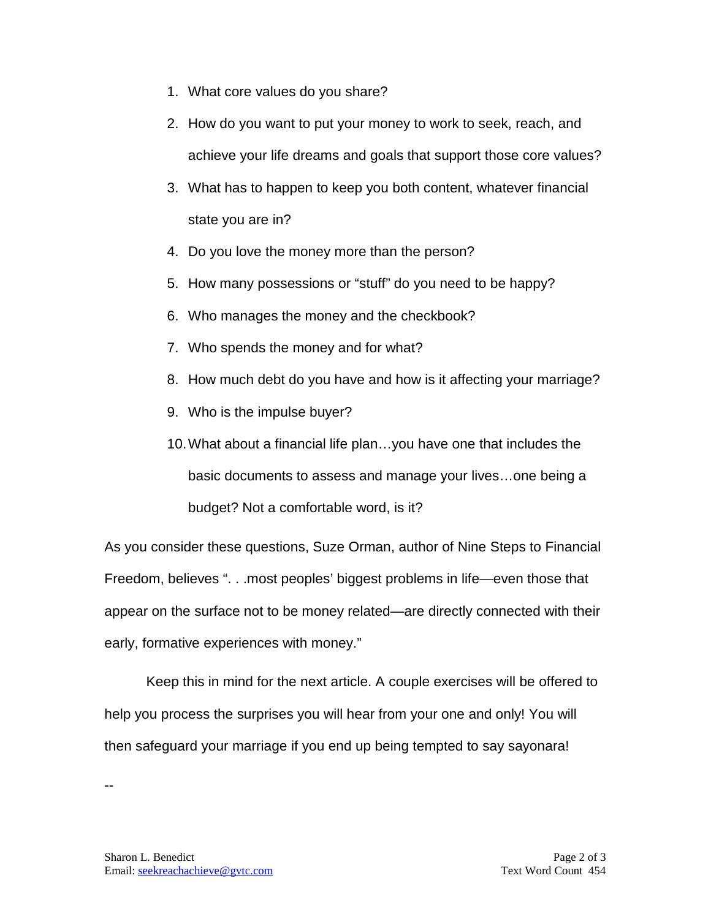1. What core values do you share?
2. How do you want to put your money to work to seek, reach, and achieve your life dreams and goals that support those core values?
3. What has to happen to keep you both content, whatever financial state you are in?
4. Do you love the money more than the person?
5. How many possessions or "stuff" do you need to be happy?
6. Who manages the money and the checkbook?
7. Who spends the money and for what?
8. How much debt do you have and how is it affecting your marriage?
9. Who is the impulse buyer?
10. What about a financial life plan…you have one that includes the basic documents to assess and manage your lives…one being a budget? Not a comfortable word, is it?

As you consider these questions, Suze Orman, author of Nine Steps to Financial Freedom, believes ". . .most peoples' biggest problems in life—even those that appear on the surface not to be money related—are directly connected with their early, formative experiences with money."

Keep this in mind for the next article. A couple exercises will be offered to help you process the surprises you will hear from your one and only! You will then safeguard your marriage if you end up being tempted to say sayonara!

--

Sharon L. Benedict
Email: seekreachachieve@gvtc.com

Text Word Count 454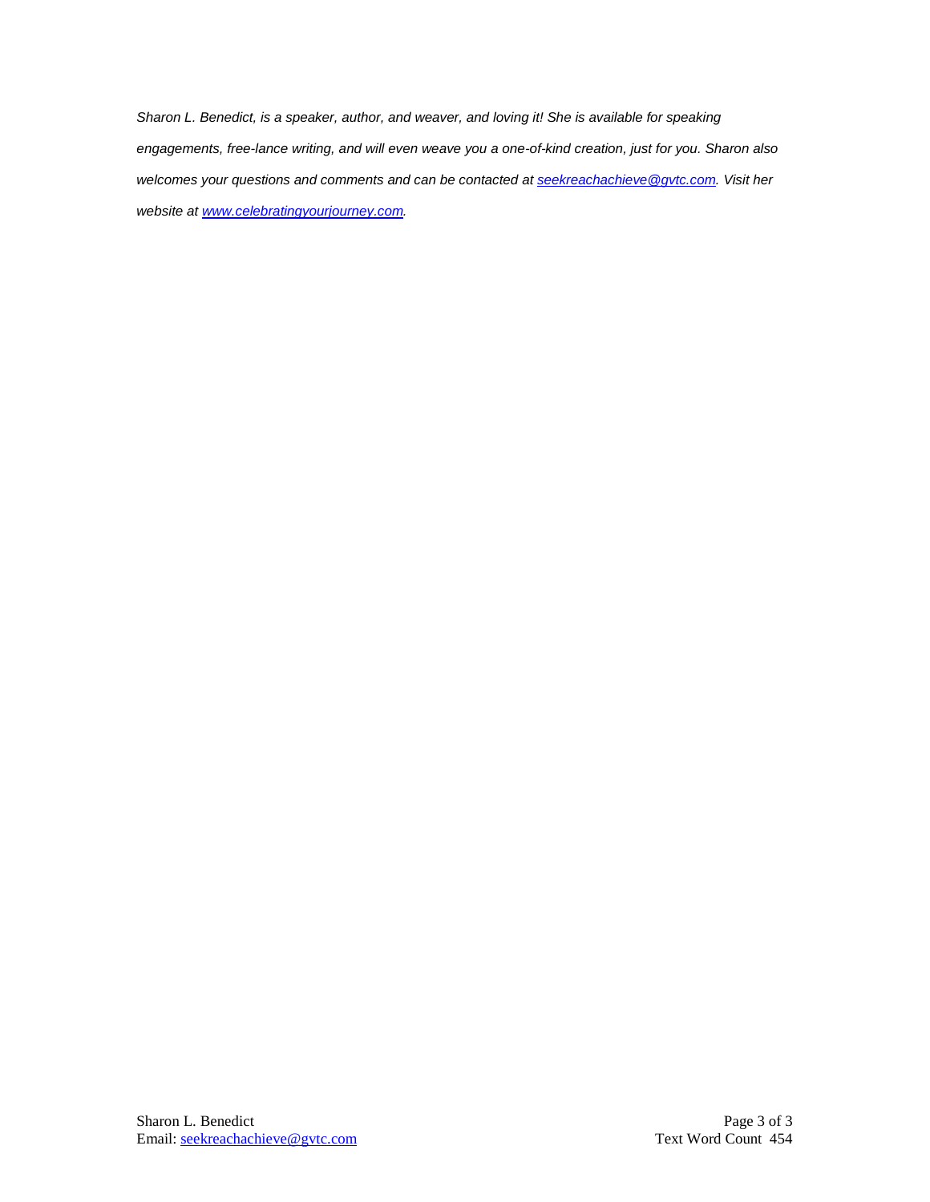*Sharon L. Benedict, is a speaker, author, and weaver, and loving it! She is available for speaking engagements, free-lance writing, and will even weave you a one-of-kind creation, just for you. Sharon also welcomes your questions and comments and can be contacted at seekreachachieve@gvtc.com. Visit her website at www.celebratingyourjourney.com.*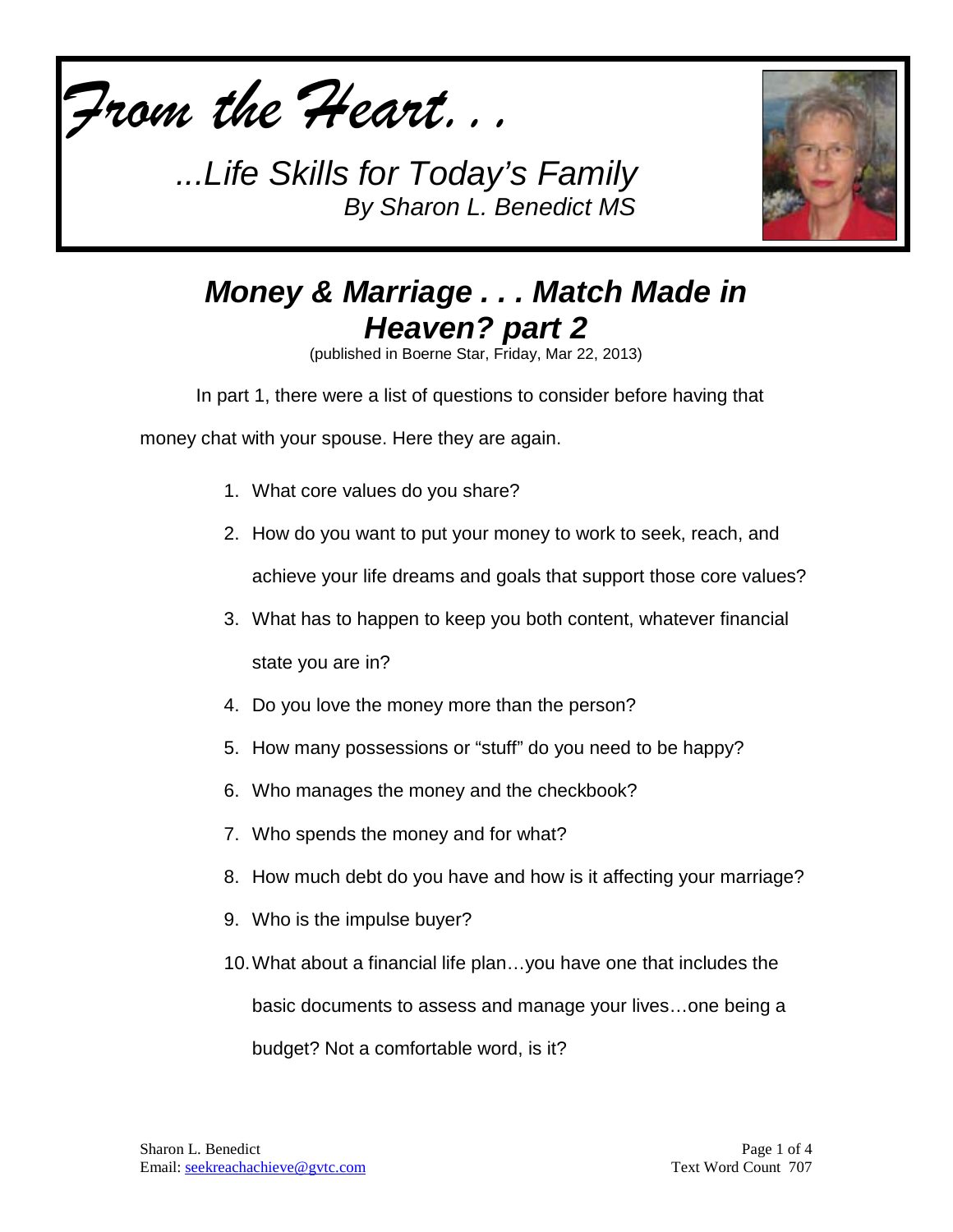*From the Heart. . .*

*...Life Skills for Today's Family*
*By Sharon L. Benedict MS*

# *Money & Marriage . . . Match Made in Heaven? part 2*

(published in Boerne Star, Friday, Mar 22, 2013)

In part 1, there were a list of questions to consider before having that money chat with your spouse. Here they are again.

1. What core values do you share?
2. How do you want to put your money to work to seek, reach, and achieve your life dreams and goals that support those core values?
3. What has to happen to keep you both content, whatever financial state you are in?
4. Do you love the money more than the person?
5. How many possessions or "stuff" do you need to be happy?
6. Who manages the money and the checkbook?
7. Who spends the money and for what?
8. How much debt do you have and how is it affecting your marriage?
9. Who is the impulse buyer?
10. What about a financial life plan…you have one that includes the basic documents to assess and manage your lives…one being a budget? Not a comfortable word, is it?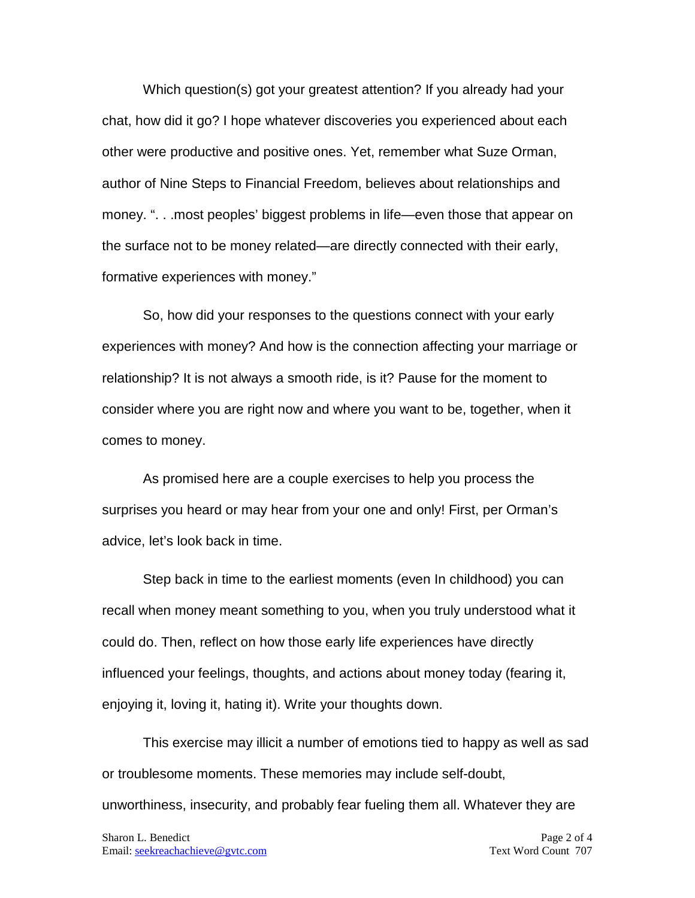Which question(s) got your greatest attention? If you already had your chat, how did it go? I hope whatever discoveries you experienced about each other were productive and positive ones. Yet, remember what Suze Orman, author of Nine Steps to Financial Freedom, believes about relationships and money. ". . .most peoples' biggest problems in life—even those that appear on the surface not to be money related—are directly connected with their early, formative experiences with money."

So, how did your responses to the questions connect with your early experiences with money? And how is the connection affecting your marriage or relationship? It is not always a smooth ride, is it? Pause for the moment to consider where you are right now and where you want to be, together, when it comes to money.

As promised here are a couple exercises to help you process the surprises you heard or may hear from your one and only! First, per Orman's advice, let's look back in time.

Step back in time to the earliest moments (even In childhood) you can recall when money meant something to you, when you truly understood what it could do. Then, reflect on how those early life experiences have directly influenced your feelings, thoughts, and actions about money today (fearing it, enjoying it, loving it, hating it). Write your thoughts down.

This exercise may illicit a number of emotions tied to happy as well as sad or troublesome moments. These memories may include self-doubt, unworthiness, insecurity, and probably fear fueling them all. Whatever they are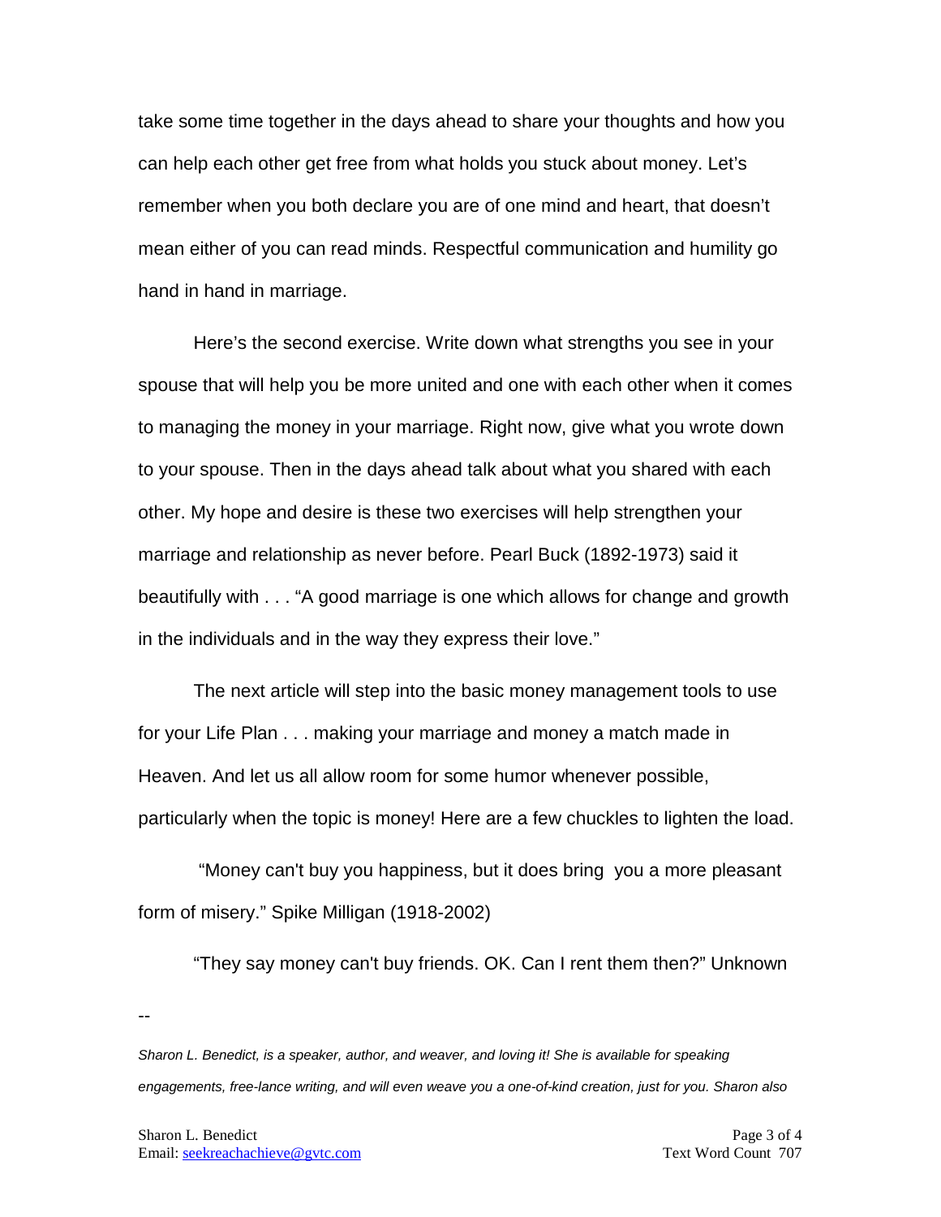take some time together in the days ahead to share your thoughts and how you can help each other get free from what holds you stuck about money. Let's remember when you both declare you are of one mind and heart, that doesn't mean either of you can read minds. Respectful communication and humility go hand in hand in marriage.

Here's the second exercise. Write down what strengths you see in your spouse that will help you be more united and one with each other when it comes to managing the money in your marriage. Right now, give what you wrote down to your spouse. Then in the days ahead talk about what you shared with each other. My hope and desire is these two exercises will help strengthen your marriage and relationship as never before. Pearl Buck (1892-1973) said it beautifully with . . . "A good marriage is one which allows for change and growth in the individuals and in the way they express their love."

The next article will step into the basic money management tools to use for your Life Plan . . . making your marriage and money a match made in Heaven. And let us all allow room for some humor whenever possible, particularly when the topic is money! Here are a few chuckles to lighten the load.

"Money can't buy you happiness, but it does bring you a more pleasant form of misery." Spike Milligan (1918-2002)

"They say money can't buy friends. OK. Can I rent them then?" Unknown

--

*Sharon L. Benedict, is a speaker, author, and weaver, and loving it! She is available for speaking engagements, free-lance writing, and will even weave you a one-of-kind creation, just for you. Sharon also*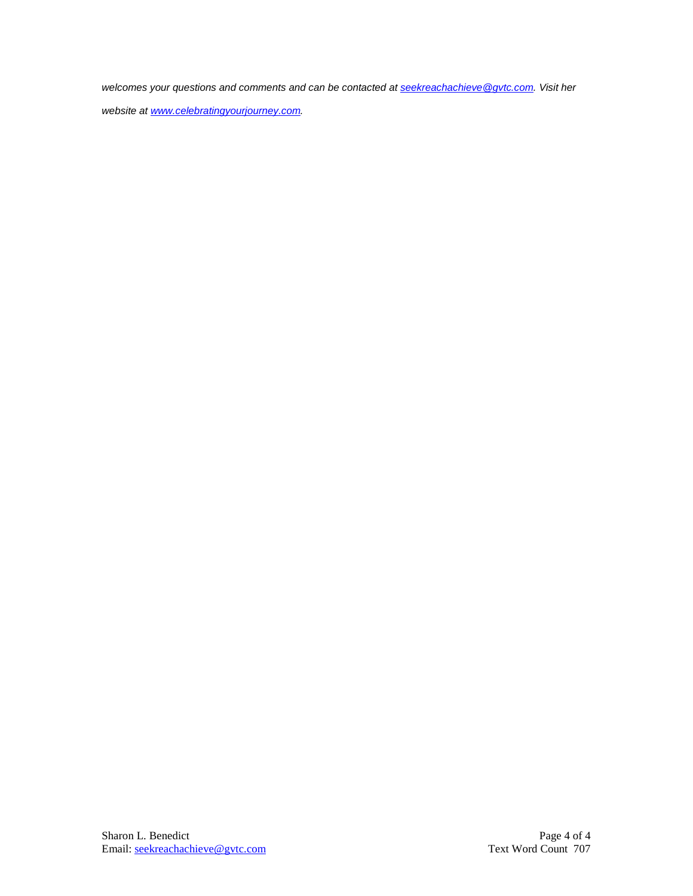*welcomes your questions and comments and can be contacted at [seekreachachieve@gvtc.com](mailto:seekreachachieve@gvtc.com). Visit her website at [www.celebratingyourjourney.com](http://www.celebratingyourjourney.com).*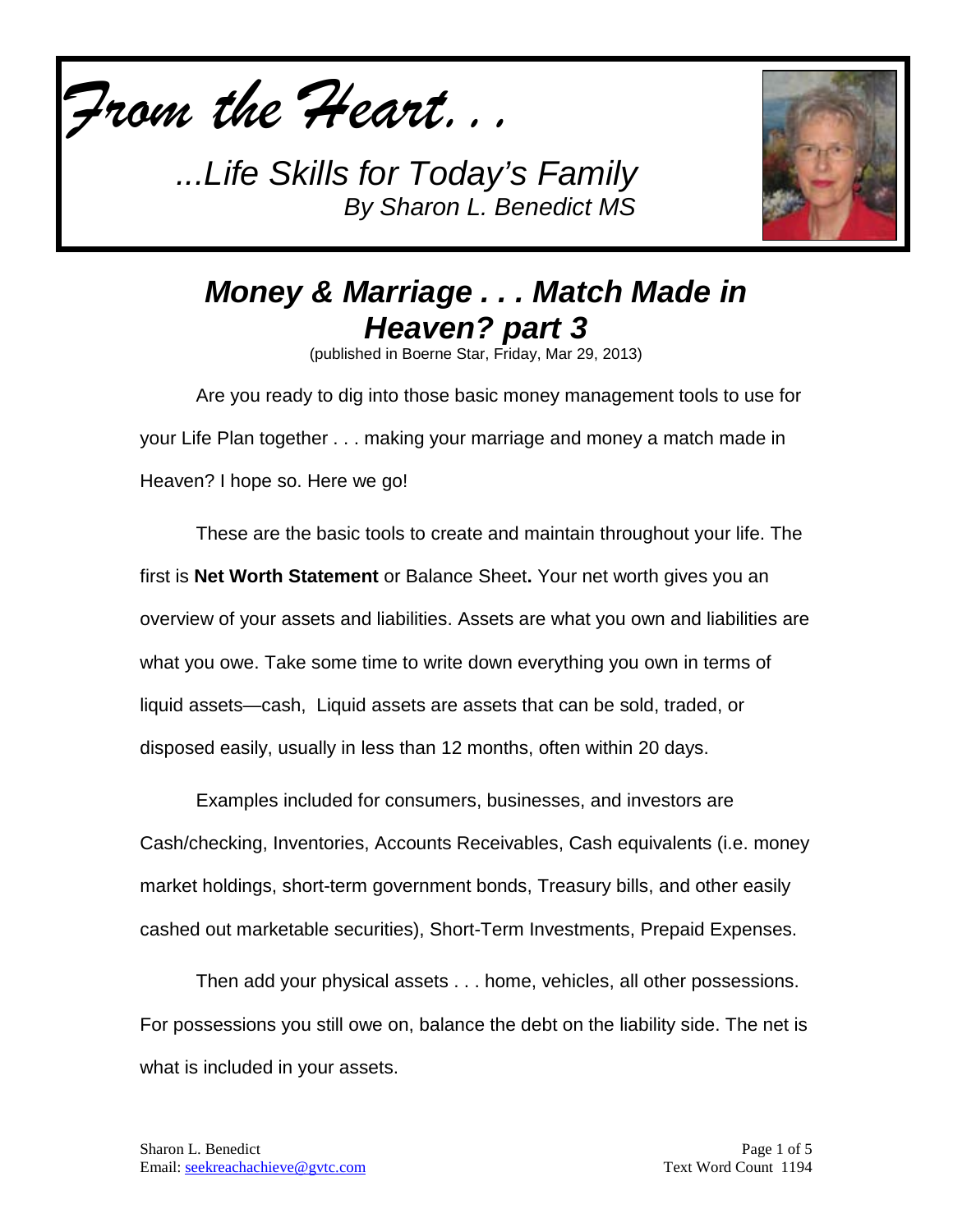# *From the Heart. . .*

*...Life Skills for Today's Family*
*By Sharon L. Benedict MS*

## *Money & Marriage . . . Match Made in Heaven? part 3*

(published in Boerne Star, Friday, Mar 29, 2013)

Are you ready to dig into those basic money management tools to use for your Life Plan together . . . making your marriage and money a match made in Heaven? I hope so. Here we go!

These are the basic tools to create and maintain throughout your life. The first is **Net Worth Statement** or Balance Sheet**.** Your net worth gives you an overview of your assets and liabilities. Assets are what you own and liabilities are what you owe. Take some time to write down everything you own in terms of liquid assets—cash, Liquid assets are assets that can be sold, traded, or disposed easily, usually in less than 12 months, often within 20 days.

Examples included for consumers, businesses, and investors are Cash/checking, Inventories, Accounts Receivables, Cash equivalents (i.e. money market holdings, short-term government bonds, Treasury bills, and other easily cashed out marketable securities), Short-Term Investments, Prepaid Expenses.

Then add your physical assets . . . home, vehicles, all other possessions. For possessions you still owe on, balance the debt on the liability side. The net is what is included in your assets.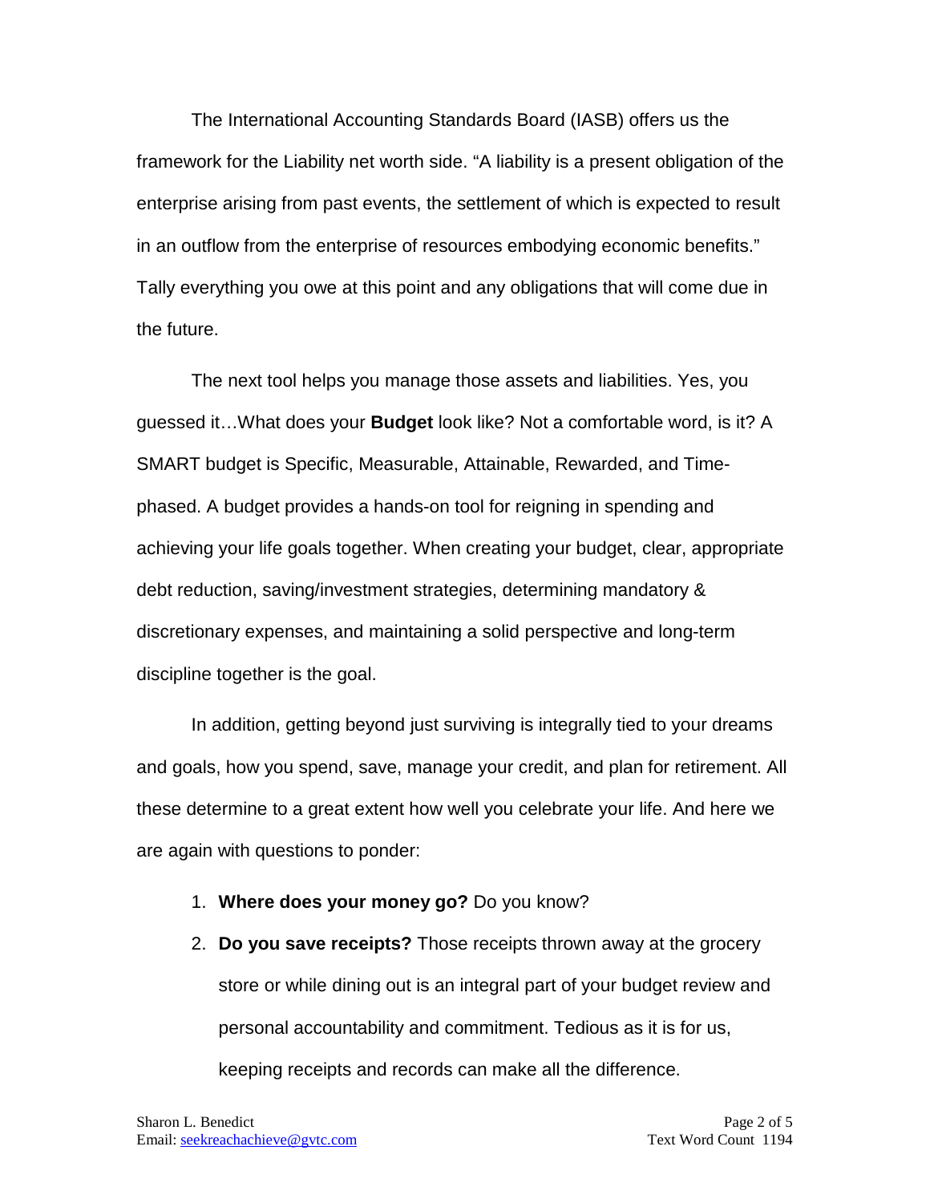The International Accounting Standards Board (IASB) offers us the framework for the Liability net worth side. "A liability is a present obligation of the enterprise arising from past events, the settlement of which is expected to result in an outflow from the enterprise of resources embodying economic benefits." Tally everything you owe at this point and any obligations that will come due in the future.

The next tool helps you manage those assets and liabilities. Yes, you guessed it…What does your **Budget** look like? Not a comfortable word, is it? A SMART budget is Specific, Measurable, Attainable, Rewarded, and Time-phased. A budget provides a hands-on tool for reigning in spending and achieving your life goals together. When creating your budget, clear, appropriate debt reduction, saving/investment strategies, determining mandatory & discretionary expenses, and maintaining a solid perspective and long-term discipline together is the goal.

In addition, getting beyond just surviving is integrally tied to your dreams and goals, how you spend, save, manage your credit, and plan for retirement. All these determine to a great extent how well you celebrate your life. And here we are again with questions to ponder:

1. **Where does your money go?** Do you know?
2. **Do you save receipts?** Those receipts thrown away at the grocery store or while dining out is an integral part of your budget review and personal accountability and commitment. Tedious as it is for us, keeping receipts and records can make all the difference.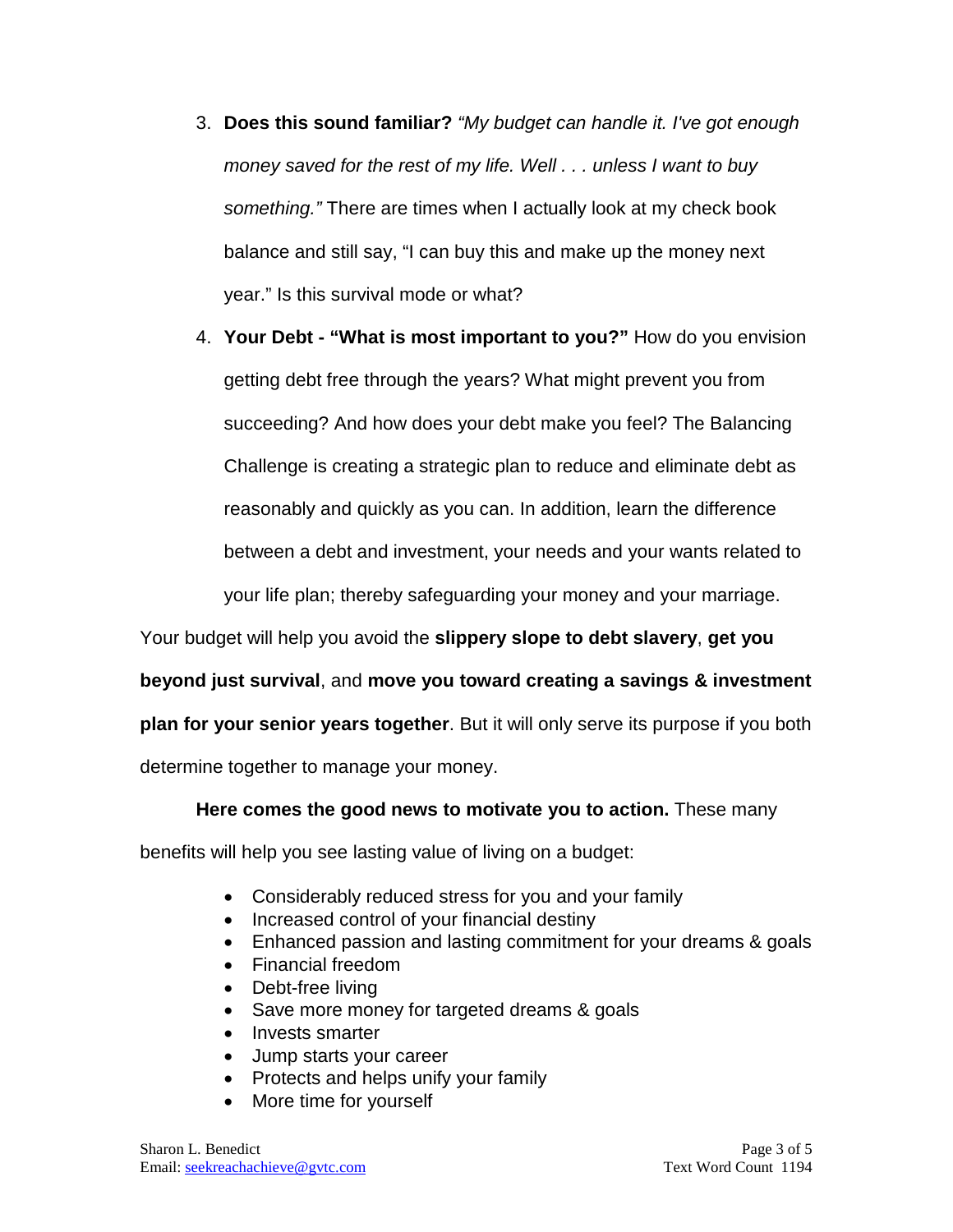3. **Does this sound familiar?** *"My budget can handle it. I've got enough money saved for the rest of my life. Well . . . unless I want to buy something."* There are times when I actually look at my check book balance and still say, "I can buy this and make up the money next year." Is this survival mode or what?

4. **Your Debt - "What is most important to you?"** How do you envision getting debt free through the years? What might prevent you from succeeding? And how does your debt make you feel? The Balancing Challenge is creating a strategic plan to reduce and eliminate debt as reasonably and quickly as you can. In addition, learn the difference between a debt and investment, your needs and your wants related to your life plan; thereby safeguarding your money and your marriage.

Your budget will help you avoid the **slippery slope to debt slavery**, **get you beyond just survival**, and **move you toward creating a savings & investment plan for your senior years together**. But it will only serve its purpose if you both determine together to manage your money.

**Here comes the good news to motivate you to action.** These many benefits will help you see lasting value of living on a budget:

- Considerably reduced stress for you and your family
- Increased control of your financial destiny
- Enhanced passion and lasting commitment for your dreams & goals
- Financial freedom
- Debt-free living
- Save more money for targeted dreams & goals
- Invests smarter
- Jump starts your career
- Protects and helps unify your family
- More time for yourself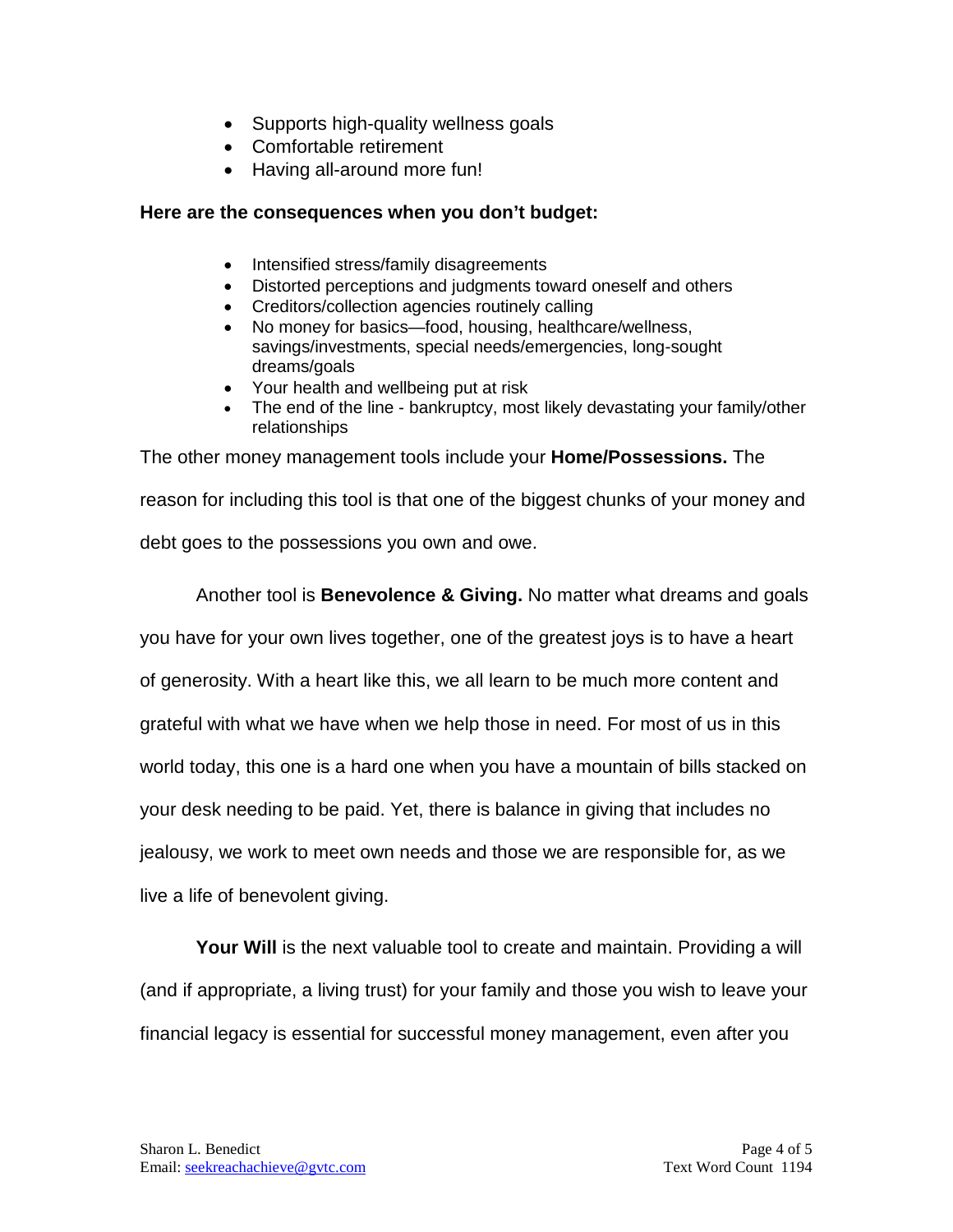- Supports high-quality wellness goals
- Comfortable retirement
- Having all-around more fun!

**Here are the consequences when you don't budget:**

- Intensified stress/family disagreements
- Distorted perceptions and judgments toward oneself and others
- Creditors/collection agencies routinely calling
- No money for basics—food, housing, healthcare/wellness, savings/investments, special needs/emergencies, long-sought dreams/goals
- Your health and wellbeing put at risk
- The end of the line - bankruptcy, most likely devastating your family/other relationships

The other money management tools include your **Home/Possessions.** The reason for including this tool is that one of the biggest chunks of your money and debt goes to the possessions you own and owe.

Another tool is **Benevolence & Giving.** No matter what dreams and goals you have for your own lives together, one of the greatest joys is to have a heart of generosity. With a heart like this, we all learn to be much more content and grateful with what we have when we help those in need. For most of us in this world today, this one is a hard one when you have a mountain of bills stacked on your desk needing to be paid. Yet, there is balance in giving that includes no jealousy, we work to meet own needs and those we are responsible for, as we live a life of benevolent giving.

**Your Will** is the next valuable tool to create and maintain. Providing a will (and if appropriate, a living trust) for your family and those you wish to leave your financial legacy is essential for successful money management, even after you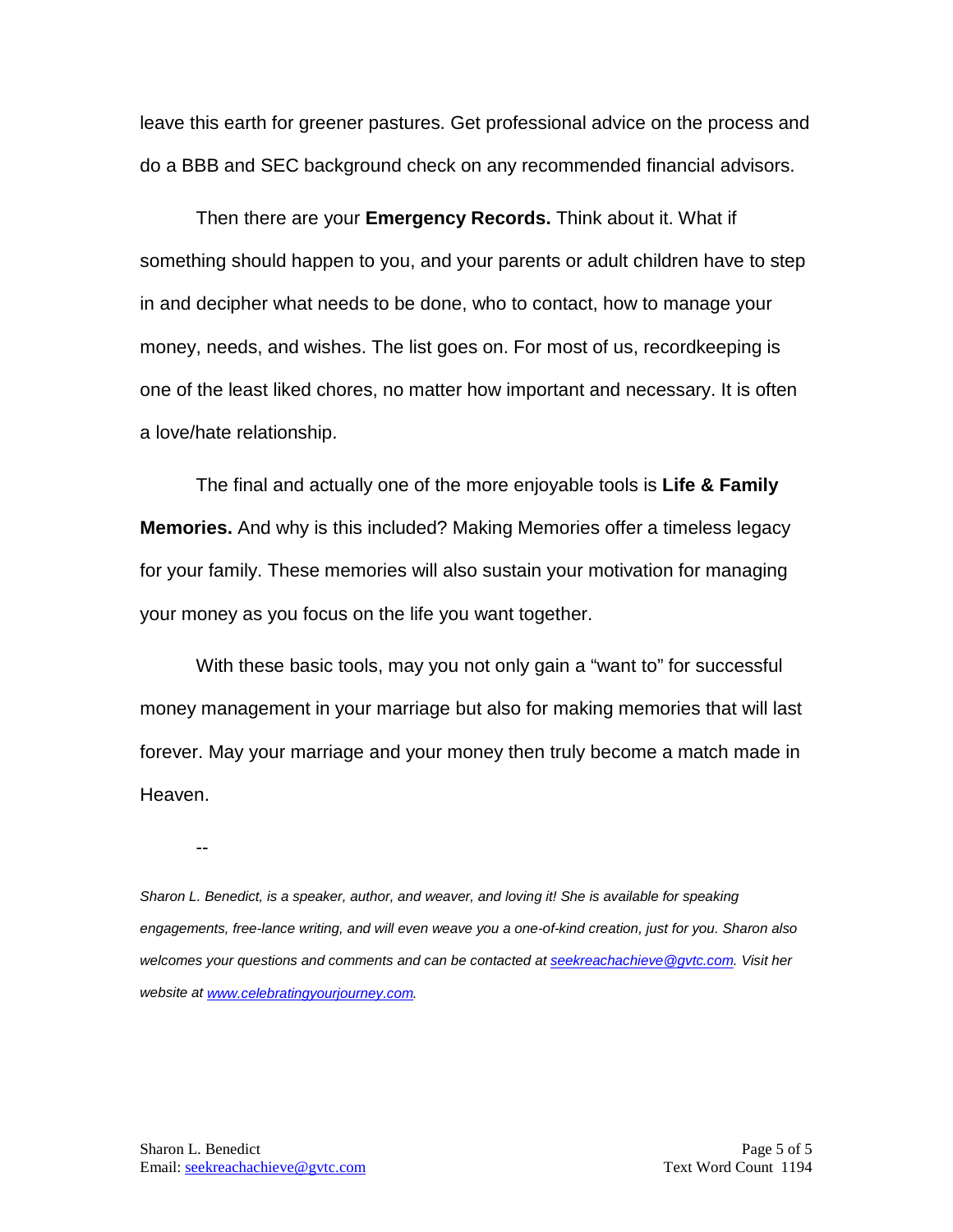leave this earth for greener pastures. Get professional advice on the process and do a BBB and SEC background check on any recommended financial advisors.

Then there are your **Emergency Records.** Think about it. What if something should happen to you, and your parents or adult children have to step in and decipher what needs to be done, who to contact, how to manage your money, needs, and wishes. The list goes on. For most of us, recordkeeping is one of the least liked chores, no matter how important and necessary. It is often a love/hate relationship.

The final and actually one of the more enjoyable tools is **Life & Family Memories.** And why is this included? Making Memories offer a timeless legacy for your family. These memories will also sustain your motivation for managing your money as you focus on the life you want together.

With these basic tools, may you not only gain a "want to" for successful money management in your marriage but also for making memories that will last forever. May your marriage and your money then truly become a match made in Heaven.

--

*Sharon L. Benedict, is a speaker, author, and weaver, and loving it! She is available for speaking engagements, free-lance writing, and will even weave you a one-of-kind creation, just for you. Sharon also welcomes your questions and comments and can be contacted at [seekreachachieve@gvtc.com](mailto:seekreachachieve@gvtc.com). Visit her website at [www.celebratingyourjourney.com](http://www.celebratingyourjourney.com).*

Text Word Count 1194